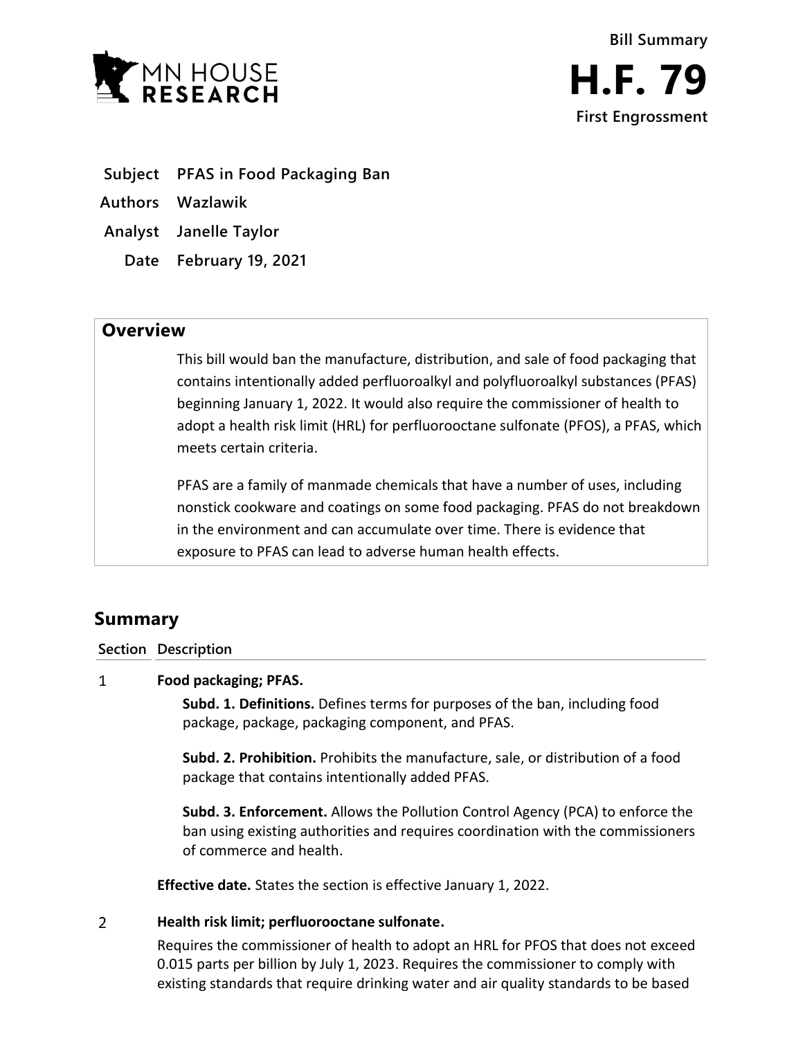MN HOUSE RESEARCH

**Bill Summary**

# H.F. 79

**First Engrossment**

| | |
|---|---|
| **Subject** | **PFAS in Food Packaging Ban** |
| **Authors** | **Wazlawik** |
| **Analyst** | **Janelle Taylor** |
| **Date** | **February 19, 2021** |

## Overview

This bill would ban the manufacture, distribution, and sale of food packaging that contains intentionally added perfluoroalkyl and polyfluoroalkyl substances (PFAS) beginning January 1, 2022. It would also require the commissioner of health to adopt a health risk limit (HRL) for perfluorooctane sulfonate (PFOS), a PFAS, which meets certain criteria.

PFAS are a family of manmade chemicals that have a number of uses, including nonstick cookware and coatings on some food packaging. PFAS do not breakdown in the environment and can accumulate over time. There is evidence that exposure to PFAS can lead to adverse human health effects.

## Summary

| Section | Description |
|---|---|

1 **Food packaging; PFAS.**

**Subd. 1. Definitions.** Defines terms for purposes of the ban, including food package, package, packaging component, and PFAS.

**Subd. 2. Prohibition.** Prohibits the manufacture, sale, or distribution of a food package that contains intentionally added PFAS.

**Subd. 3. Enforcement.** Allows the Pollution Control Agency (PCA) to enforce the ban using existing authorities and requires coordination with the commissioners of commerce and health.

**Effective date.** States the section is effective January 1, 2022.

2 **Health risk limit; perfluorooctane sulfonate.**

Requires the commissioner of health to adopt an HRL for PFOS that does not exceed 0.015 parts per billion by July 1, 2023. Requires the commissioner to comply with existing standards that require drinking water and air quality standards to be based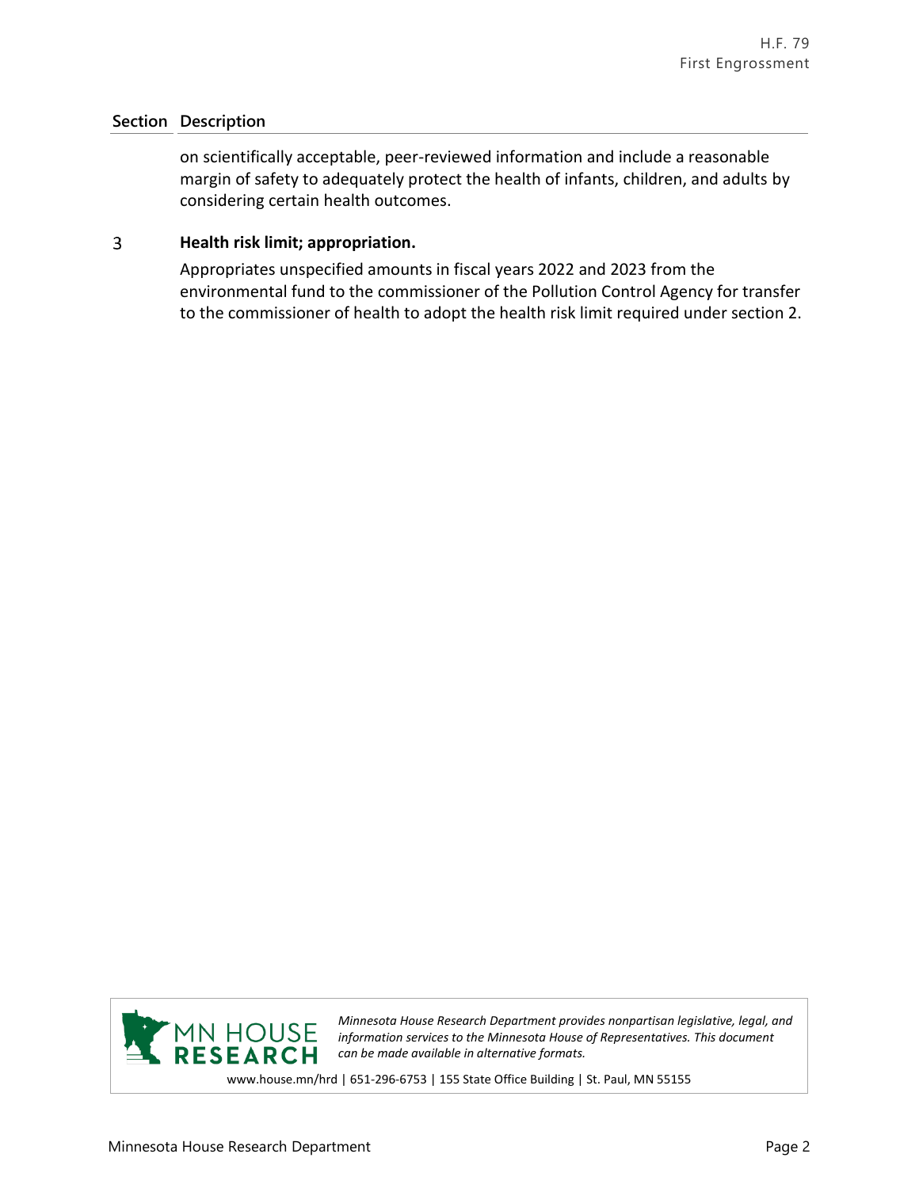| Section | Description |
|---|---|
| | on scientifically acceptable, peer-reviewed information and include a reasonable margin of safety to adequately protect the health of infants, children, and adults by considering certain health outcomes. |
| 3 | **Health risk limit; appropriation.**<br>Appropriates unspecified amounts in fiscal years 2022 and 2023 from the environmental fund to the commissioner of the Pollution Control Agency for transfer to the commissioner of health to adopt the health risk limit required under section 2. |

MN HOUSE RESEARCH

*Minnesota House Research Department provides nonpartisan legislative, legal, and information services to the Minnesota House of Representatives. This document can be made available in alternative formats.*

www.house.mn/hrd | 651-296-6753 | 155 State Office Building | St. Paul, MN 55155